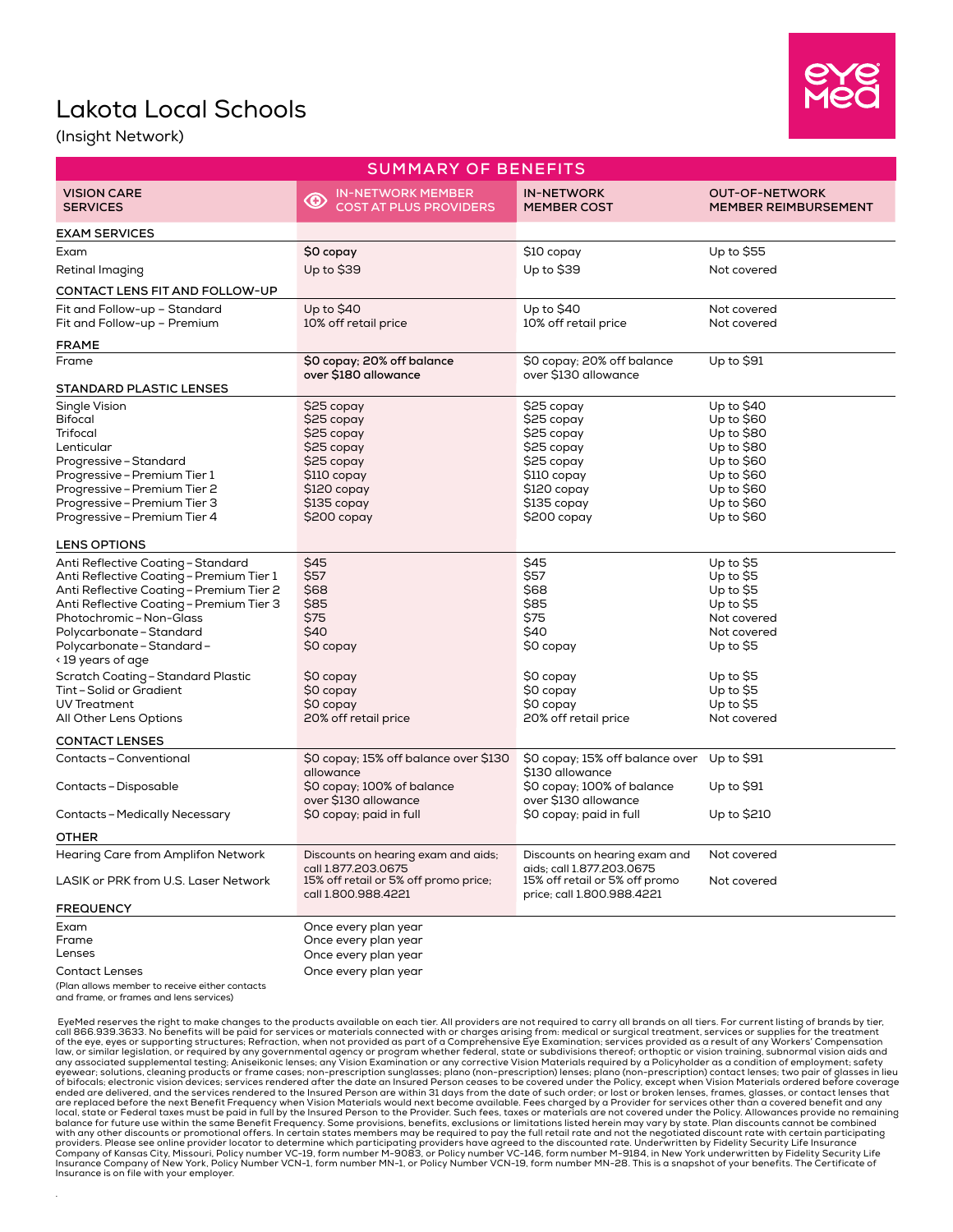# Lakota Local Schools

(Insight Network)

## SUMMARY OF BENEFITS

| VISION CARE SERVICES | IN-NETWORK MEMBER COST AT PLUS PROVIDERS | IN-NETWORK MEMBER COST | OUT-OF-NETWORK MEMBER REIMBURSEMENT |
|---|---|---|---|
| **EXAM SERVICES** | | | |
| Exam | $0 copay | $10 copay | Up to $55 |
| Retinal Imaging | Up to $39 | Up to $39 | Not covered |
| **CONTACT LENS FIT AND FOLLOW-UP** | | | |
| Fit and Follow-up – Standard | Up to $40 | Up to $40 | Not covered |
| Fit and Follow-up – Premium | 10% off retail price | 10% off retail price | Not covered |
| **FRAME** | | | |
| Frame | $0 copay; 20% off balance over $180 allowance | $0 copay; 20% off balance over $130 allowance | Up to $91 |
| **STANDARD PLASTIC LENSES** | | | |
| Single Vision | $25 copay | $25 copay | Up to $40 |
| Bifocal | $25 copay | $25 copay | Up to $60 |
| Trifocal | $25 copay | $25 copay | Up to $80 |
| Lenticular | $25 copay | $25 copay | Up to $80 |
| Progressive – Standard | $25 copay | $25 copay | Up to $60 |
| Progressive – Premium Tier 1 | $110 copay | $110 copay | Up to $60 |
| Progressive – Premium Tier 2 | $120 copay | $120 copay | Up to $60 |
| Progressive – Premium Tier 3 | $135 copay | $135 copay | Up to $60 |
| Progressive – Premium Tier 4 | $200 copay | $200 copay | Up to $60 |
| **LENS OPTIONS** | | | |
| Anti Reflective Coating – Standard | $45 | $45 | Up to $5 |
| Anti Reflective Coating – Premium Tier 1 | $57 | $57 | Up to $5 |
| Anti Reflective Coating – Premium Tier 2 | $68 | $68 | Up to $5 |
| Anti Reflective Coating – Premium Tier 3 | $85 | $85 | Up to $5 |
| Photochromic – Non-Glass | $75 | $75 | Not covered |
| Polycarbonate – Standard | $40 | $40 | Not covered |
| Polycarbonate – Standard – < 19 years of age | $0 copay | $0 copay | Up to $5 |
| Scratch Coating – Standard Plastic | $0 copay | $0 copay | Up to $5 |
| Tint – Solid or Gradient | $0 copay | $0 copay | Up to $5 |
| UV Treatment | $0 copay | $0 copay | Up to $5 |
| All Other Lens Options | 20% off retail price | 20% off retail price | Not covered |
| **CONTACT LENSES** | | | |
| Contacts – Conventional | $0 copay; 15% off balance over $130 allowance | $0 copay; 15% off balance over $130 allowance | Up to $91 |
| Contacts – Disposable | $0 copay; 100% of balance over $130 allowance | $0 copay; 100% of balance over $130 allowance | Up to $91 |
| Contacts – Medically Necessary | $0 copay; paid in full | $0 copay; paid in full | Up to $210 |
| **OTHER** | | | |
| Hearing Care from Amplifon Network | Discounts on hearing exam and aids; call 1.877.203.0675 | Discounts on hearing exam and aids; call 1.877.203.0675 | Not covered |
| LASIK or PRK from U.S. Laser Network | 15% off retail or 5% off promo price; call 1.800.988.4221 | 15% off retail or 5% off promo price; call 1.800.988.4221 | Not covered |
| **FREQUENCY** | | | |
| Exam | Once every plan year | | |
| Frame | Once every plan year | | |
| Lenses | Once every plan year | | |
| Contact Lenses | Once every plan year | | |

(Plan allows member to receive either contacts and frame, or frames and lens services)

EyeMed reserves the right to make changes to the products available on each tier. All providers are not required to carry all brands on all tiers. For current listing of brands by tier, call 866.939.3633. No benefits will be paid for services or materials connected with or charges arising from: medical or surgical treatment, services or supplies for the treatment of the eye, eyes or supporting structures; Refraction, when not provided as part of a Comprehensive Eye Examination; services provided as a result of any Workers' Compensation law, or similar legislation, or required by any governmental agency or program whether federal, state or subdivisions thereof; orthoptic or vision training, subnormal vision aids and any associated supplemental testing; Aniseikonic lenses; any Vision Examination or any corrective Vision Materials required by a Policyholder as a condition of employment; safety eyewear; solutions, cleaning products or frame cases; non-prescription sunglasses; plano (non-prescription) lenses; plano (non-prescription) contact lenses; two pair of glasses in lieu of bifocals; electronic vision devices; services rendered after the date an Insured Person ceases to be covered under the Policy, except when Vision Materials ordered before coverage ended are delivered, and the services rendered to the Insured Person are within 31 days from the date of such order; or lost or broken lenses, frames, glasses, or contact lenses that are replaced before the next Benefit Frequency when Vision Materials would next become available. Fees charged by a Provider for services other than a covered benefit and any local, state or Federal taxes must be paid in full by the Insured Person to the Provider. Such fees, taxes or materials are not covered under the Policy. Allowances provide no remaining balance for future use within the same Benefit Frequency. Some provisions, benefits, exclusions or limitations listed herein may vary by state. Plan discounts cannot be combined with any other discounts or promotional offers. In certain states members may be required to pay the full retail rate and not the negotiated discount rate with certain participating providers. Please see online provider locator to determine which participating providers have agreed to the discounted rate. Underwritten by Fidelity Security Life Insurance Company of Kansas City, Missouri, Policy number VC-19, form number M-9083, or Policy number VC-146, form number M-9184, in New York underwritten by Fidelity Security Life Insurance Company of New York, Policy Number VCN-1, form number MN-1, or Policy Number VCN-19, form number MN-28. This is a snapshot of your benefits. The Certificate of Insurance is on file with your employer.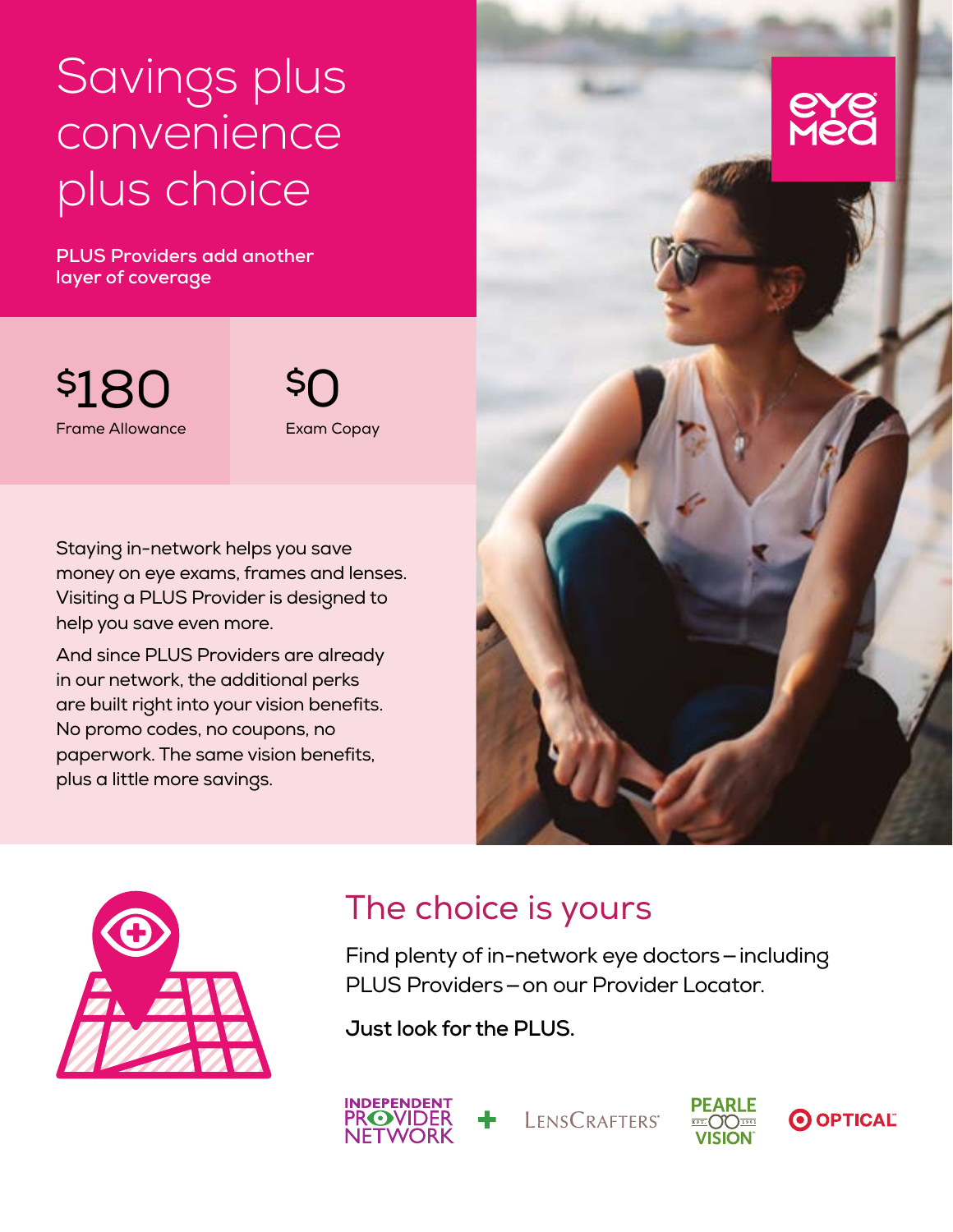# Savings plus convenience plus choice

**PLUS Providers add another layer of coverage**

$180
Frame Allowance

$0
Exam Copay

Staying in-network helps you save money on eye exams, frames and lenses. Visiting a PLUS Provider is designed to help you save even more.

And since PLUS Providers are already in our network, the additional perks are built right into your vision benefits. No promo codes, no coupons, no paperwork. The same vision benefits, plus a little more savings.

## The choice is yours

Find plenty of in-network eye doctors – including PLUS Providers – on our Provider Locator.

**Just look for the PLUS.**

INDEPENDENT PROVIDER NETWORK + LENSCRAFTERS PEARLE VISION OPTICAL